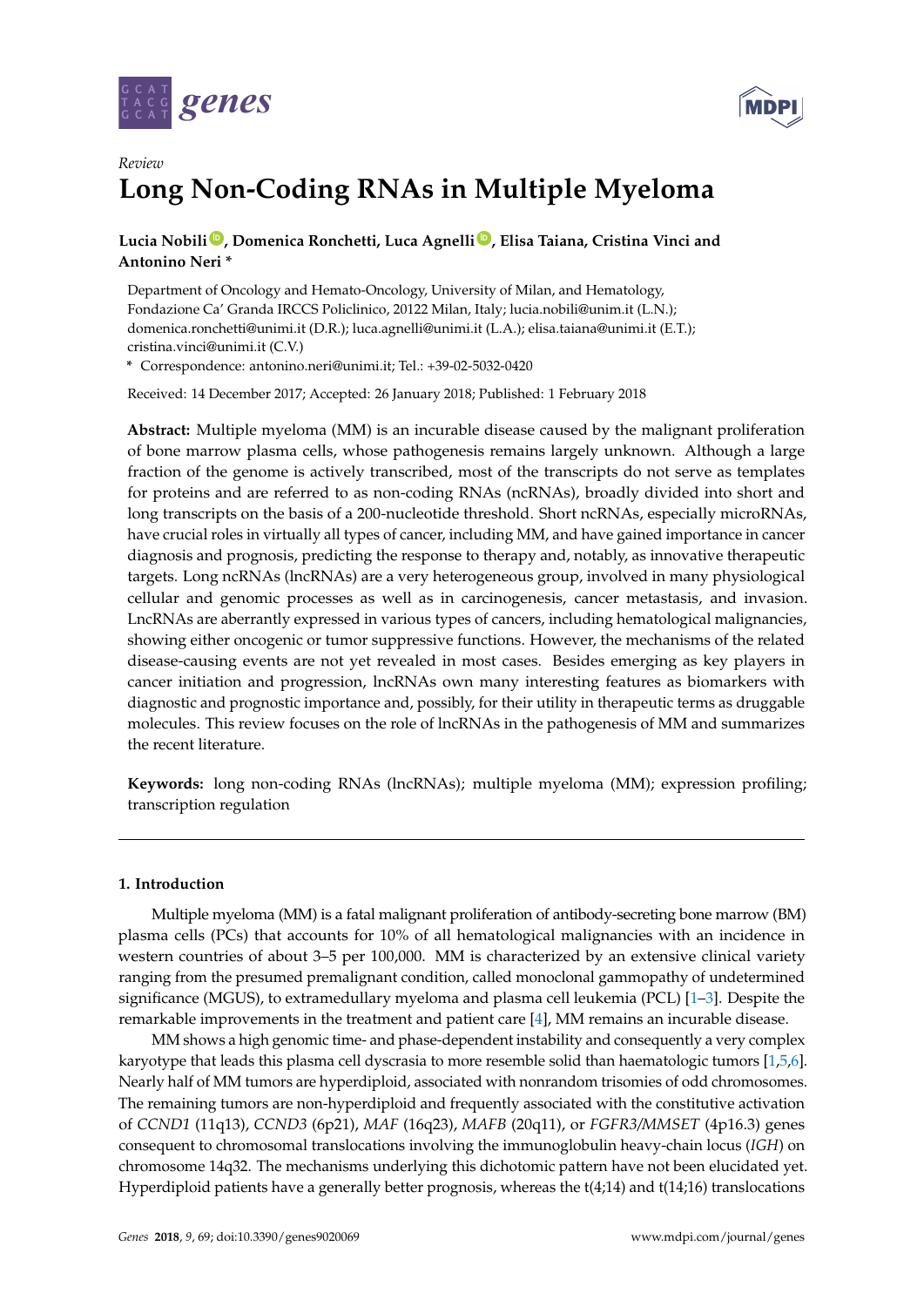Review

# Long Non-Coding RNAs in Multiple Myeloma

**Lucia Nobili, Domenica Ronchetti, Luca Agnelli, Elisa Taiana, Cristina Vinci and Antonino Neri ***

Department of Oncology and Hemato-Oncology, University of Milan, and Hematology, Fondazione Ca' Granda IRCCS Policlinico, 20122 Milan, Italy; lucia.nobili@unim.it (L.N.); domenica.ronchetti@unimi.it (D.R.); luca.agnelli@unimi.it (L.A.); elisa.taiana@unimi.it (E.T.); cristina.vinci@unimi.it (C.V.)

* Correspondence: antonino.neri@unimi.it; Tel.: +39-02-5032-0420

Received: 14 December 2017; Accepted: 26 January 2018; Published: 1 February 2018

**Abstract:** Multiple myeloma (MM) is an incurable disease caused by the malignant proliferation of bone marrow plasma cells, whose pathogenesis remains largely unknown. Although a large fraction of the genome is actively transcribed, most of the transcripts do not serve as templates for proteins and are referred to as non-coding RNAs (ncRNAs), broadly divided into short and long transcripts on the basis of a 200-nucleotide threshold. Short ncRNAs, especially microRNAs, have crucial roles in virtually all types of cancer, including MM, and have gained importance in cancer diagnosis and prognosis, predicting the response to therapy and, notably, as innovative therapeutic targets. Long ncRNAs (lncRNAs) are a very heterogeneous group, involved in many physiological cellular and genomic processes as well as in carcinogenesis, cancer metastasis, and invasion. LncRNAs are aberrantly expressed in various types of cancers, including hematological malignancies, showing either oncogenic or tumor suppressive functions. However, the mechanisms of the related disease-causing events are not yet revealed in most cases. Besides emerging as key players in cancer initiation and progression, lncRNAs own many interesting features as biomarkers with diagnostic and prognostic importance and, possibly, for their utility in therapeutic terms as druggable molecules. This review focuses on the role of lncRNAs in the pathogenesis of MM and summarizes the recent literature.

**Keywords:** long non-coding RNAs (lncRNAs); multiple myeloma (MM); expression profiling; transcription regulation

## 1. Introduction

Multiple myeloma (MM) is a fatal malignant proliferation of antibody-secreting bone marrow (BM) plasma cells (PCs) that accounts for 10% of all hematological malignancies with an incidence in western countries of about 3–5 per 100,000. MM is characterized by an extensive clinical variety ranging from the presumed premalignant condition, called monoclonal gammopathy of undetermined significance (MGUS), to extramedullary myeloma and plasma cell leukemia (PCL) [1–3]. Despite the remarkable improvements in the treatment and patient care [4], MM remains an incurable disease.

MM shows a high genomic time- and phase-dependent instability and consequently a very complex karyotype that leads this plasma cell dyscrasia to more resemble solid than haematologic tumors [1,5,6]. Nearly half of MM tumors are hyperdiploid, associated with nonrandom trisomies of odd chromosomes. The remaining tumors are non-hyperdiploid and frequently associated with the constitutive activation of *CCND1* (11q13), *CCND3* (6p21), *MAF* (16q23), *MAFB* (20q11), or *FGFR3/MMSET* (4p16.3) genes consequent to chromosomal translocations involving the immunoglobulin heavy-chain locus (*IGH*) on chromosome 14q32. The mechanisms underlying this dichotomic pattern have not been elucidated yet. Hyperdiploid patients have a generally better prognosis, whereas the t(4;14) and t(14;16) translocations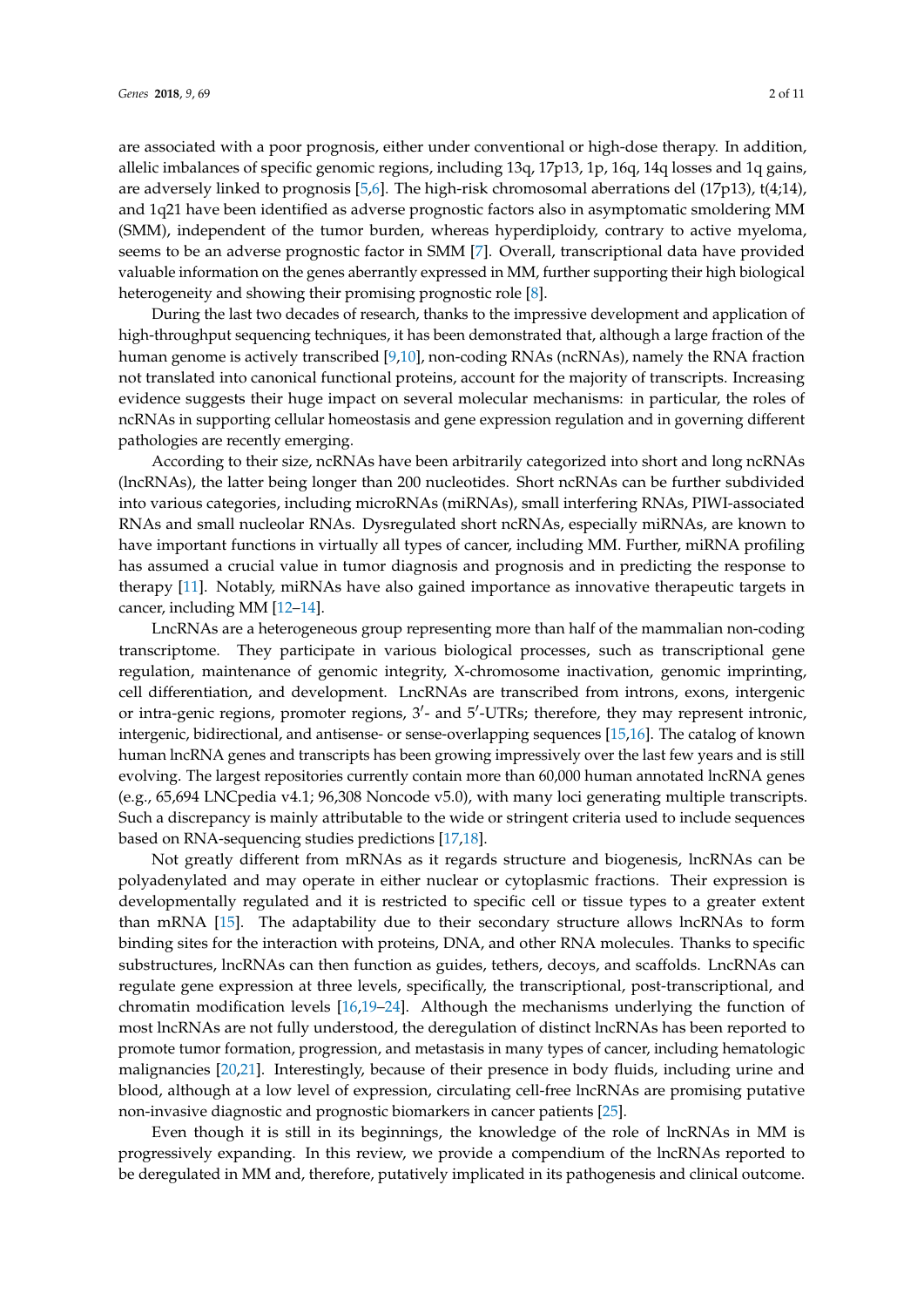are associated with a poor prognosis, either under conventional or high-dose therapy. In addition, allelic imbalances of specific genomic regions, including 13q, 17p13, 1p, 16q, 14q losses and 1q gains, are adversely linked to prognosis [5,6]. The high-risk chromosomal aberrations del (17p13), t(4;14), and 1q21 have been identified as adverse prognostic factors also in asymptomatic smoldering MM (SMM), independent of the tumor burden, whereas hyperdiploidy, contrary to active myeloma, seems to be an adverse prognostic factor in SMM [7]. Overall, transcriptional data have provided valuable information on the genes aberrantly expressed in MM, further supporting their high biological heterogeneity and showing their promising prognostic role [8].

During the last two decades of research, thanks to the impressive development and application of high-throughput sequencing techniques, it has been demonstrated that, although a large fraction of the human genome is actively transcribed [9,10], non-coding RNAs (ncRNAs), namely the RNA fraction not translated into canonical functional proteins, account for the majority of transcripts. Increasing evidence suggests their huge impact on several molecular mechanisms: in particular, the roles of ncRNAs in supporting cellular homeostasis and gene expression regulation and in governing different pathologies are recently emerging.

According to their size, ncRNAs have been arbitrarily categorized into short and long ncRNAs (lncRNAs), the latter being longer than 200 nucleotides. Short ncRNAs can be further subdivided into various categories, including microRNAs (miRNAs), small interfering RNAs, PIWI-associated RNAs and small nucleolar RNAs. Dysregulated short ncRNAs, especially miRNAs, are known to have important functions in virtually all types of cancer, including MM. Further, miRNA profiling has assumed a crucial value in tumor diagnosis and prognosis and in predicting the response to therapy [11]. Notably, miRNAs have also gained importance as innovative therapeutic targets in cancer, including MM [12–14].

LncRNAs are a heterogeneous group representing more than half of the mammalian non-coding transcriptome. They participate in various biological processes, such as transcriptional gene regulation, maintenance of genomic integrity, X-chromosome inactivation, genomic imprinting, cell differentiation, and development. LncRNAs are transcribed from introns, exons, intergenic or intra-genic regions, promoter regions, 3′- and 5′-UTRs; therefore, they may represent intronic, intergenic, bidirectional, and antisense- or sense-overlapping sequences [15,16]. The catalog of known human lncRNA genes and transcripts has been growing impressively over the last few years and is still evolving. The largest repositories currently contain more than 60,000 human annotated lncRNA genes (e.g., 65,694 LNCpedia v4.1; 96,308 Noncode v5.0), with many loci generating multiple transcripts. Such a discrepancy is mainly attributable to the wide or stringent criteria used to include sequences based on RNA-sequencing studies predictions [17,18].

Not greatly different from mRNAs as it regards structure and biogenesis, lncRNAs can be polyadenylated and may operate in either nuclear or cytoplasmic fractions. Their expression is developmentally regulated and it is restricted to specific cell or tissue types to a greater extent than mRNA [15]. The adaptability due to their secondary structure allows lncRNAs to form binding sites for the interaction with proteins, DNA, and other RNA molecules. Thanks to specific substructures, lncRNAs can then function as guides, tethers, decoys, and scaffolds. LncRNAs can regulate gene expression at three levels, specifically, the transcriptional, post-transcriptional, and chromatin modification levels [16,19–24]. Although the mechanisms underlying the function of most lncRNAs are not fully understood, the deregulation of distinct lncRNAs has been reported to promote tumor formation, progression, and metastasis in many types of cancer, including hematologic malignancies [20,21]. Interestingly, because of their presence in body fluids, including urine and blood, although at a low level of expression, circulating cell-free lncRNAs are promising putative non-invasive diagnostic and prognostic biomarkers in cancer patients [25].

Even though it is still in its beginnings, the knowledge of the role of lncRNAs in MM is progressively expanding. In this review, we provide a compendium of the lncRNAs reported to be deregulated in MM and, therefore, putatively implicated in its pathogenesis and clinical outcome.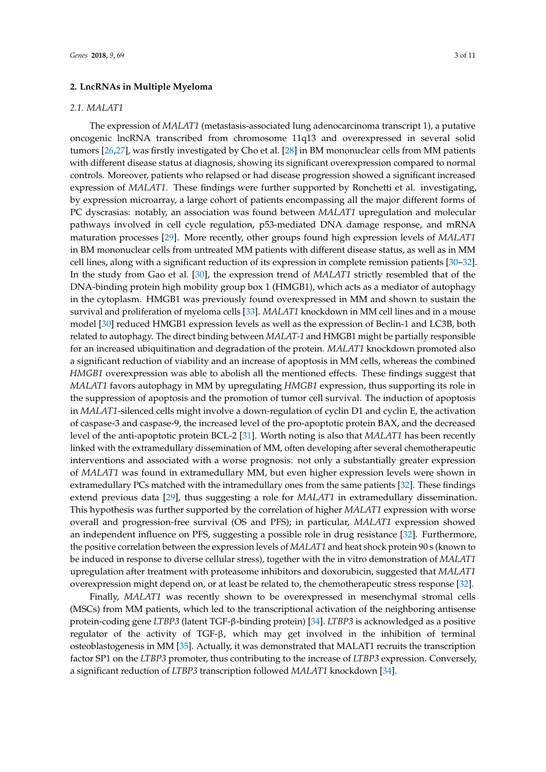## 2. LncRNAs in Multiple Myeloma

### 2.1. MALAT1

The expression of *MALAT1* (metastasis-associated lung adenocarcinoma transcript 1), a putative oncogenic lncRNA transcribed from chromosome 11q13 and overexpressed in several solid tumors [26,27], was firstly investigated by Cho et al. [28] in BM mononuclear cells from MM patients with different disease status at diagnosis, showing its significant overexpression compared to normal controls. Moreover, patients who relapsed or had disease progression showed a significant increased expression of *MALAT1*. These findings were further supported by Ronchetti et al. investigating, by expression microarray, a large cohort of patients encompassing all the major different forms of PC dyscrasias: notably, an association was found between *MALAT1* upregulation and molecular pathways involved in cell cycle regulation, p53-mediated DNA damage response, and mRNA maturation processes [29]. More recently, other groups found high expression levels of *MALAT1* in BM mononuclear cells from untreated MM patients with different disease status, as well as in MM cell lines, along with a significant reduction of its expression in complete remission patients [30–32]. In the study from Gao et al. [30], the expression trend of *MALAT1* strictly resembled that of the DNA-binding protein high mobility group box 1 (HMGB1), which acts as a mediator of autophagy in the cytoplasm. HMGB1 was previously found overexpressed in MM and shown to sustain the survival and proliferation of myeloma cells [33]. *MALAT1* knockdown in MM cell lines and in a mouse model [30] reduced HMGB1 expression levels as well as the expression of Beclin-1 and LC3B, both related to autophagy. The direct binding between *MALAT-1* and HMGB1 might be partially responsible for an increased ubiquitination and degradation of the protein. *MALAT1* knockdown promoted also a significant reduction of viability and an increase of apoptosis in MM cells, whereas the combined *HMGB1* overexpression was able to abolish all the mentioned effects. These findings suggest that *MALAT1* favors autophagy in MM by upregulating *HMGB1* expression, thus supporting its role in the suppression of apoptosis and the promotion of tumor cell survival. The induction of apoptosis in *MALAT1*-silenced cells might involve a down-regulation of cyclin D1 and cyclin E, the activation of caspase-3 and caspase-9, the increased level of the pro-apoptotic protein BAX, and the decreased level of the anti-apoptotic protein BCL-2 [31]. Worth noting is also that *MALAT1* has been recently linked with the extramedullary dissemination of MM, often developing after several chemotherapeutic interventions and associated with a worse prognosis: not only a substantially greater expression of *MALAT1* was found in extramedullary MM, but even higher expression levels were shown in extramedullary PCs matched with the intramedullary ones from the same patients [32]. These findings extend previous data [29], thus suggesting a role for *MALAT1* in extramedullary dissemination. This hypothesis was further supported by the correlation of higher *MALAT1* expression with worse overall and progression-free survival (OS and PFS); in particular, *MALAT1* expression showed an independent influence on PFS, suggesting a possible role in drug resistance [32]. Furthermore, the positive correlation between the expression levels of *MALAT1* and heat shock protein 90 s (known to be induced in response to diverse cellular stress), together with the in vitro demonstration of *MALAT1* upregulation after treatment with proteasome inhibitors and doxorubicin, suggested that *MALAT1* overexpression might depend on, or at least be related to, the chemotherapeutic stress response [32].

Finally, *MALAT1* was recently shown to be overexpressed in mesenchymal stromal cells (MSCs) from MM patients, which led to the transcriptional activation of the neighboring antisense protein-coding gene *LTBP3* (latent TGF-β-binding protein) [34]. *LTBP3* is acknowledged as a positive regulator of the activity of TGF-β, which may get involved in the inhibition of terminal osteoblastogenesis in MM [35]. Actually, it was demonstrated that MALAT1 recruits the transcription factor SP1 on the *LTBP3* promoter, thus contributing to the increase of *LTBP3* expression. Conversely, a significant reduction of *LTBP3* transcription followed *MALAT1* knockdown [34].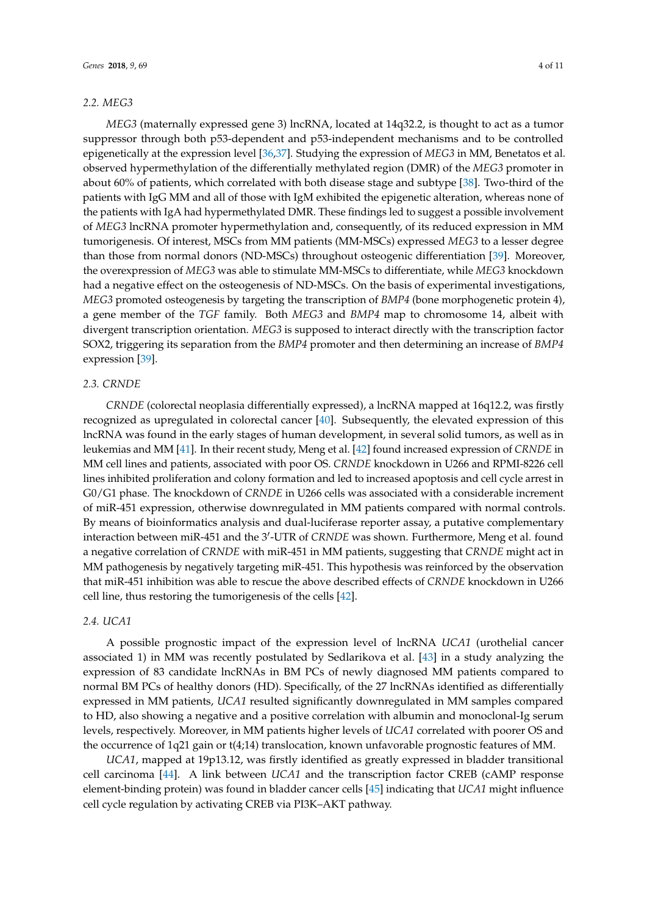### 2.2. MEG3

*MEG3* (maternally expressed gene 3) lncRNA, located at 14q32.2, is thought to act as a tumor suppressor through both p53-dependent and p53-independent mechanisms and to be controlled epigenetically at the expression level [36,37]. Studying the expression of *MEG3* in MM, Benetatos et al. observed hypermethylation of the differentially methylated region (DMR) of the *MEG3* promoter in about 60% of patients, which correlated with both disease stage and subtype [38]. Two-third of the patients with IgG MM and all of those with IgM exhibited the epigenetic alteration, whereas none of the patients with IgA had hypermethylated DMR. These findings led to suggest a possible involvement of *MEG3* lncRNA promoter hypermethylation and, consequently, of its reduced expression in MM tumorigenesis. Of interest, MSCs from MM patients (MM-MSCs) expressed *MEG3* to a lesser degree than those from normal donors (ND-MSCs) throughout osteogenic differentiation [39]. Moreover, the overexpression of *MEG3* was able to stimulate MM-MSCs to differentiate, while *MEG3* knockdown had a negative effect on the osteogenesis of ND-MSCs. On the basis of experimental investigations, *MEG3* promoted osteogenesis by targeting the transcription of *BMP4* (bone morphogenetic protein 4), a gene member of the *TGF* family. Both *MEG3* and *BMP4* map to chromosome 14, albeit with divergent transcription orientation. *MEG3* is supposed to interact directly with the transcription factor SOX2, triggering its separation from the *BMP4* promoter and then determining an increase of *BMP4* expression [39].

### 2.3. CRNDE

*CRNDE* (colorectal neoplasia differentially expressed), a lncRNA mapped at 16q12.2, was firstly recognized as upregulated in colorectal cancer [40]. Subsequently, the elevated expression of this lncRNA was found in the early stages of human development, in several solid tumors, as well as in leukemias and MM [41]. In their recent study, Meng et al. [42] found increased expression of *CRNDE* in MM cell lines and patients, associated with poor OS. *CRNDE* knockdown in U266 and RPMI-8226 cell lines inhibited proliferation and colony formation and led to increased apoptosis and cell cycle arrest in G0/G1 phase. The knockdown of *CRNDE* in U266 cells was associated with a considerable increment of miR-451 expression, otherwise downregulated in MM patients compared with normal controls. By means of bioinformatics analysis and dual-luciferase reporter assay, a putative complementary interaction between miR-451 and the 3′-UTR of *CRNDE* was shown. Furthermore, Meng et al. found a negative correlation of *CRNDE* with miR-451 in MM patients, suggesting that *CRNDE* might act in MM pathogenesis by negatively targeting miR-451. This hypothesis was reinforced by the observation that miR-451 inhibition was able to rescue the above described effects of *CRNDE* knockdown in U266 cell line, thus restoring the tumorigenesis of the cells [42].

### 2.4. UCA1

A possible prognostic impact of the expression level of lncRNA *UCA1* (urothelial cancer associated 1) in MM was recently postulated by Sedlarikova et al. [43] in a study analyzing the expression of 83 candidate lncRNAs in BM PCs of newly diagnosed MM patients compared to normal BM PCs of healthy donors (HD). Specifically, of the 27 lncRNAs identified as differentially expressed in MM patients, *UCA1* resulted significantly downregulated in MM samples compared to HD, also showing a negative and a positive correlation with albumin and monoclonal-Ig serum levels, respectively. Moreover, in MM patients higher levels of *UCA1* correlated with poorer OS and the occurrence of 1q21 gain or t(4;14) translocation, known unfavorable prognostic features of MM.

*UCA1*, mapped at 19p13.12, was firstly identified as greatly expressed in bladder transitional cell carcinoma [44]. A link between *UCA1* and the transcription factor CREB (cAMP response element-binding protein) was found in bladder cancer cells [45] indicating that *UCA1* might influence cell cycle regulation by activating CREB via PI3K–AKT pathway.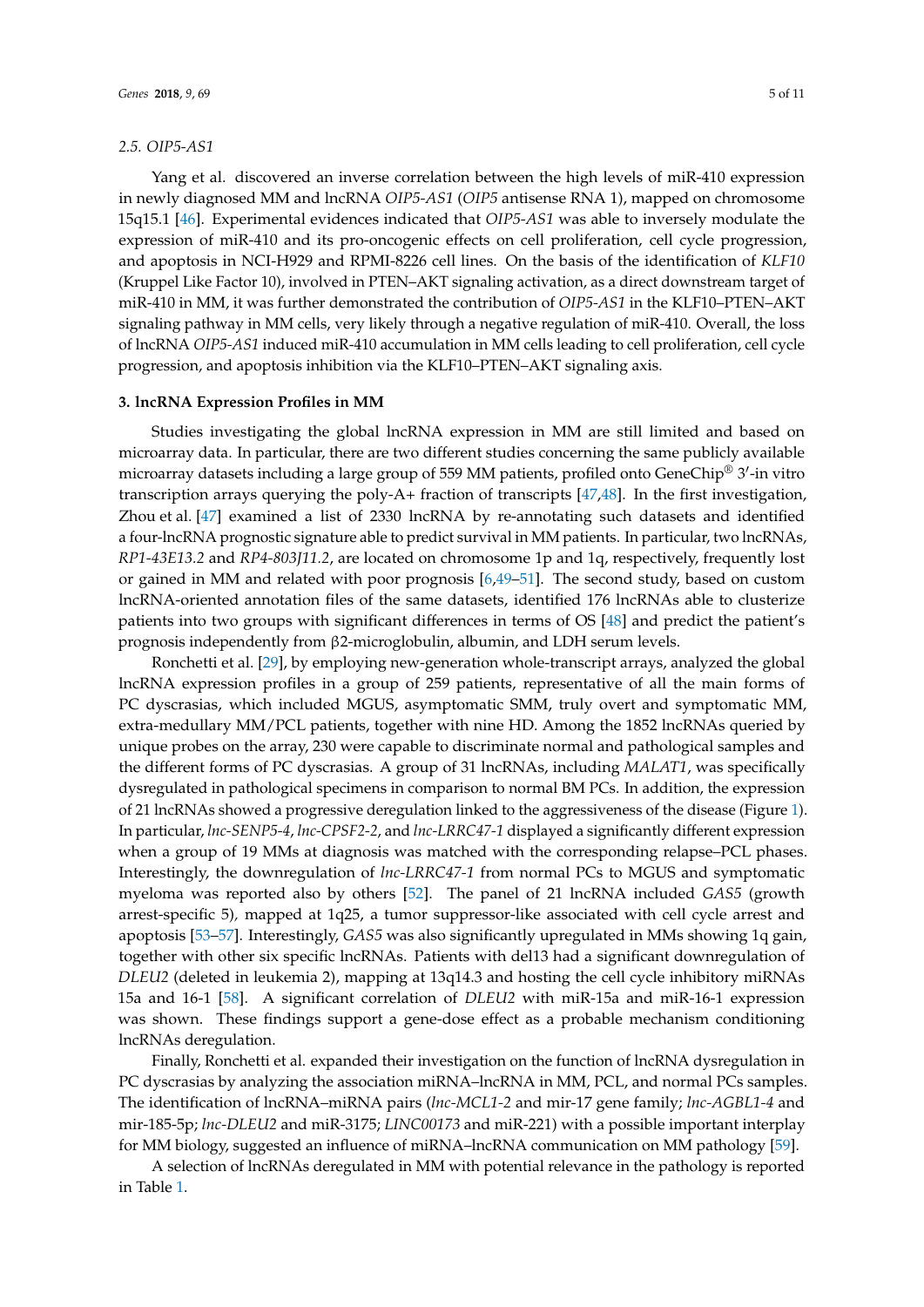### 2.5. *OIP5-AS1*

Yang et al. discovered an inverse correlation between the high levels of miR-410 expression in newly diagnosed MM and lncRNA *OIP5-AS1* (*OIP5* antisense RNA 1), mapped on chromosome 15q15.1 [46]. Experimental evidences indicated that *OIP5-AS1* was able to inversely modulate the expression of miR-410 and its pro-oncogenic effects on cell proliferation, cell cycle progression, and apoptosis in NCI-H929 and RPMI-8226 cell lines. On the basis of the identification of *KLF10* (Kruppel Like Factor 10), involved in PTEN–AKT signaling activation, as a direct downstream target of miR-410 in MM, it was further demonstrated the contribution of *OIP5-AS1* in the KLF10–PTEN–AKT signaling pathway in MM cells, very likely through a negative regulation of miR-410. Overall, the loss of lncRNA *OIP5-AS1* induced miR-410 accumulation in MM cells leading to cell proliferation, cell cycle progression, and apoptosis inhibition via the KLF10–PTEN–AKT signaling axis.

## 3. lncRNA Expression Profiles in MM

Studies investigating the global lncRNA expression in MM are still limited and based on microarray data. In particular, there are two different studies concerning the same publicly available microarray datasets including a large group of 559 MM patients, profiled onto GeneChip® 3′-in vitro transcription arrays querying the poly-A+ fraction of transcripts [47,48]. In the first investigation, Zhou et al. [47] examined a list of 2330 lncRNA by re-annotating such datasets and identified a four-lncRNA prognostic signature able to predict survival in MM patients. In particular, two lncRNAs, *RP1-43E13.2* and *RP4-803J11.2*, are located on chromosome 1p and 1q, respectively, frequently lost or gained in MM and related with poor prognosis [6,49–51]. The second study, based on custom lncRNA-oriented annotation files of the same datasets, identified 176 lncRNAs able to clusterize patients into two groups with significant differences in terms of OS [48] and predict the patient's prognosis independently from β2-microglobulin, albumin, and LDH serum levels.

Ronchetti et al. [29], by employing new-generation whole-transcript arrays, analyzed the global lncRNA expression profiles in a group of 259 patients, representative of all the main forms of PC dyscrasias, which included MGUS, asymptomatic SMM, truly overt and symptomatic MM, extra-medullary MM/PCL patients, together with nine HD. Among the 1852 lncRNAs queried by unique probes on the array, 230 were capable to discriminate normal and pathological samples and the different forms of PC dyscrasias. A group of 31 lncRNAs, including *MALAT1*, was specifically dysregulated in pathological specimens in comparison to normal BM PCs. In addition, the expression of 21 lncRNAs showed a progressive deregulation linked to the aggressiveness of the disease (Figure 1). In particular, *lnc-SENP5-4*, *lnc-CPSF2-2*, and *lnc-LRRC47-1* displayed a significantly different expression when a group of 19 MMs at diagnosis was matched with the corresponding relapse–PCL phases. Interestingly, the downregulation of *lnc-LRRC47-1* from normal PCs to MGUS and symptomatic myeloma was reported also by others [52]. The panel of 21 lncRNA included *GAS5* (growth arrest-specific 5), mapped at 1q25, a tumor suppressor-like associated with cell cycle arrest and apoptosis [53–57]. Interestingly, *GAS5* was also significantly upregulated in MMs showing 1q gain, together with other six specific lncRNAs. Patients with del13 had a significant downregulation of *DLEU2* (deleted in leukemia 2), mapping at 13q14.3 and hosting the cell cycle inhibitory miRNAs 15a and 16-1 [58]. A significant correlation of *DLEU2* with miR-15a and miR-16-1 expression was shown. These findings support a gene-dose effect as a probable mechanism conditioning lncRNAs deregulation.

Finally, Ronchetti et al. expanded their investigation on the function of lncRNA dysregulation in PC dyscrasias by analyzing the association miRNA–lncRNA in MM, PCL, and normal PCs samples. The identification of lncRNA–miRNA pairs (*lnc-MCL1-2* and mir-17 gene family; *lnc-AGBL1-4* and mir-185-5p; *lnc-DLEU2* and miR-3175; *LINC00173* and miR-221) with a possible important interplay for MM biology, suggested an influence of miRNA–lncRNA communication on MM pathology [59].

A selection of lncRNAs deregulated in MM with potential relevance in the pathology is reported in Table 1.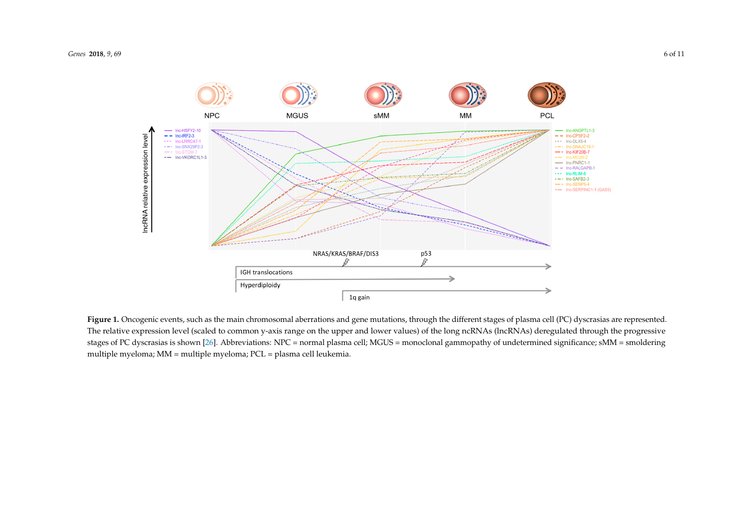**Figure 1.** Oncogenic events, such as the main chromosomal aberrations and gene mutations, through the different stages of plasma cell (PC) dyscrasias are represented. The relative expression level (scaled to common y-axis range on the upper and lower values) of the long ncRNAs (lncRNAs) deregulated through the progressive stages of PC dyscrasias is shown [26]. Abbreviations: NPC = normal plasma cell; MGUS = monoclonal gammopathy of undetermined significance; sMM = smoldering multiple myeloma; MM = multiple myeloma; PCL = plasma cell leukemia.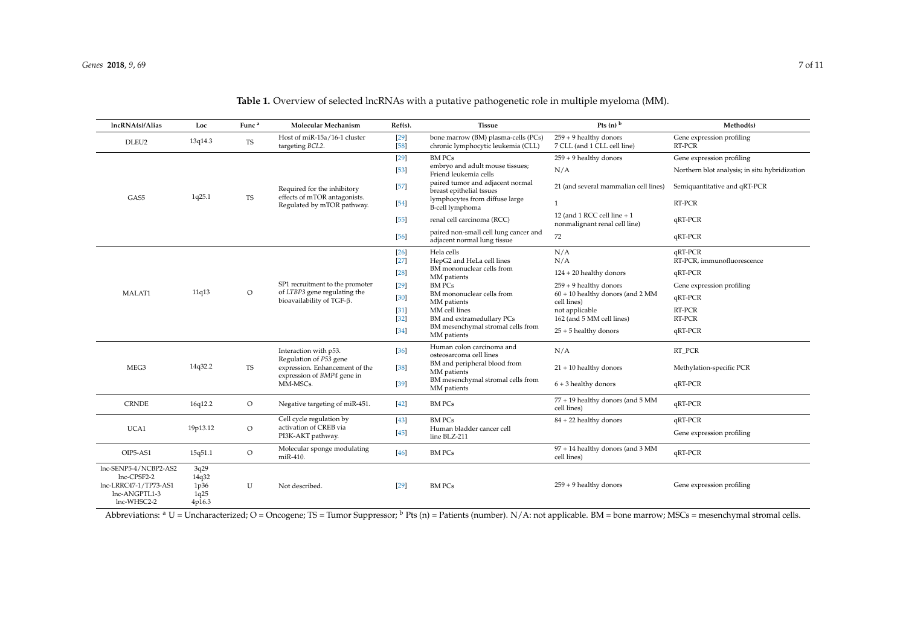**Table 1.** Overview of selected lncRNAs with a putative pathogenetic role in multiple myeloma (MM).

| lncRNA(s)/Alias | Loc | Func [a] | Molecular Mechanism | Ref(s). | Tissue | Pts (n) [b] | Method(s) |
|---|---|---|---|---|---|---|---|
| DLEU2 | 13q14.3 | TS | Host of miR-15a/16-1 cluster targeting *BCL2*. | [29] | bone marrow (BM) plasma-cells (PCs) | 259 + 9 healthy donors | Gene expression profiling |
| | | | | [58] | chronic lymphocytic leukemia (CLL) | 7 CLL (and 1 CLL cell line) | RT-PCR |
| GAS5 | 1q25.1 | TS | Required for the inhibitory effects of mTOR antagonists. Regulated by mTOR pathway. | [29] | BM PCs | 259 + 9 healthy donors | Gene expression profiling |
| | | | | [53] | embryo and adult mouse tissues; Friend leukemia cells | N/A | Northern blot analysis; in situ hybridization |
| | | | | [57] | paired tumor and adjacent normal breast epithelial tssues | 21 (and several mammalian cell lines) | Semiquantitative and qRT-PCR |
| | | | | [54] | lymphocytes from diffuse large B-cell lymphoma | 1 | RT-PCR |
| | | | | [55] | renal cell carcinoma (RCC) | 12 (and 1 RCC cell line + 1 nonmalignant renal cell line) | qRT-PCR |
| | | | | [56] | paired non-small cell lung cancer and adjacent normal lung tissue | 72 | qRT-PCR |
| MALAT1 | 11q13 | O | SP1 recruitment to the promoter of *LTBP3* gene regulating the bioavailability of TGF-β. | [26] | Hela cells | N/A | qRT-PCR |
| | | | | [27] | HepG2 and HeLa cell lines | N/A | RT-PCR, immunofluorescence |
| | | | | [28] | BM mononuclear cells from MM patients | 124 + 20 healthy donors | qRT-PCR |
| | | | | [29] | BM PCs | 259 + 9 healthy donors | Gene expression profiling |
| | | | | [30] | BM mononuclear cells from MM patients | 60 + 10 healthy donors (and 2 MM cell lines) | qRT-PCR |
| | | | | [31] | MM cell lines | not applicable | RT-PCR |
| | | | | [32] | BM and extramedullary PCs | 162 (and 5 MM cell lines) | RT-PCR |
| | | | | [34] | BM mesenchymal stromal cells from MM patients | 25 + 5 healthy donors | qRT-PCR |
| MEG3 | 14q32.2 | TS | Interaction with p53. Regulation of *P53* gene expression. Enhancement of the expression of *BMP4* gene in MM-MSCs. | [36] | Human colon carcinoma and osteosarcoma cell lines | N/A | RT_PCR |
| | | | | [38] | BM and peripheral blood from MM patients | 21 + 10 healthy donors | Methylation-specific PCR |
| | | | | [39] | BM mesenchymal stromal cells from MM patients | 6 + 3 healthy donors | qRT-PCR |
| CRNDE | 16q12.2 | O | Negative targeting of miR-451. | [42] | BM PCs | 77 + 19 healthy donors (and 5 MM cell lines) | qRT-PCR |
| UCA1 | 19p13.12 | O | Cell cycle regulation by activation of CREB via PI3K-AKT pathway. | [43] | BM PCs | 84 + 22 healthy donors | qRT-PCR |
| | | | | [45] | Human bladder cancer cell line BLZ-211 | | Gene expression profiling |
| OIP5-AS1 | 15q51.1 | O | Molecular sponge modulating miR-410. | [46] | BM PCs | 97 + 14 healthy donors (and 3 MM cell lines) | qRT-PCR |
| lnc-SENP5-4/NCBP2-AS2<br>lnc-CPSF2-2<br>lnc-LRRC47-1/TP73-AS1<br>lnc-ANGPTL1-3<br>lnc-WHSC2-2 | 3q29<br>14q32<br>1p36<br>1q25<br>4p16.3 | U | Not described. | [29] | BM PCs | 259 + 9 healthy donors | Gene expression profiling |

Abbreviations: [a] U = Uncharacterized; O = Oncogene; TS = Tumor Suppressor; [b] Pts (n) = Patients (number). N/A: not applicable. BM = bone marrow; MSCs = mesenchymal stromal cells.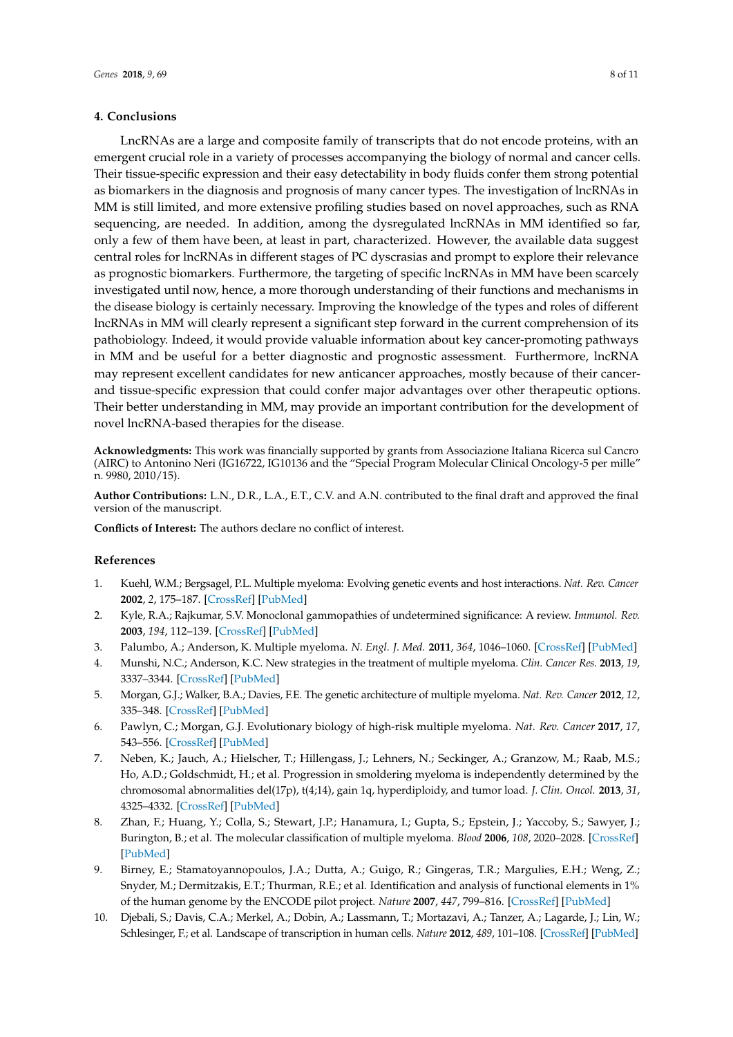## 4. Conclusions

LncRNAs are a large and composite family of transcripts that do not encode proteins, with an emergent crucial role in a variety of processes accompanying the biology of normal and cancer cells. Their tissue-specific expression and their easy detectability in body fluids confer them strong potential as biomarkers in the diagnosis and prognosis of many cancer types. The investigation of lncRNAs in MM is still limited, and more extensive profiling studies based on novel approaches, such as RNA sequencing, are needed. In addition, among the dysregulated lncRNAs in MM identified so far, only a few of them have been, at least in part, characterized. However, the available data suggest central roles for lncRNAs in different stages of PC dyscrasias and prompt to explore their relevance as prognostic biomarkers. Furthermore, the targeting of specific lncRNAs in MM have been scarcely investigated until now, hence, a more thorough understanding of their functions and mechanisms in the disease biology is certainly necessary. Improving the knowledge of the types and roles of different lncRNAs in MM will clearly represent a significant step forward in the current comprehension of its pathobiology. Indeed, it would provide valuable information about key cancer-promoting pathways in MM and be useful for a better diagnostic and prognostic assessment. Furthermore, lncRNA may represent excellent candidates for new anticancer approaches, mostly because of their cancer- and tissue-specific expression that could confer major advantages over other therapeutic options. Their better understanding in MM, may provide an important contribution for the development of novel lncRNA-based therapies for the disease.

**Acknowledgments:** This work was financially supported by grants from Associazione Italiana Ricerca sul Cancro (AIRC) to Antonino Neri (IG16722, IG10136 and the "Special Program Molecular Clinical Oncology-5 per mille" n. 9980, 2010/15).

**Author Contributions:** L.N., D.R., L.A., E.T., C.V. and A.N. contributed to the final draft and approved the final version of the manuscript.

**Conflicts of Interest:** The authors declare no conflict of interest.

## References

1. Kuehl, W.M.; Bergsagel, P.L. Multiple myeloma: Evolving genetic events and host interactions. *Nat. Rev. Cancer* **2002**, *2*, 175–187. [CrossRef] [PubMed]
2. Kyle, R.A.; Rajkumar, S.V. Monoclonal gammopathies of undetermined significance: A review. *Immunol. Rev.* **2003**, *194*, 112–139. [CrossRef] [PubMed]
3. Palumbo, A.; Anderson, K. Multiple myeloma. *N. Engl. J. Med.* **2011**, *364*, 1046–1060. [CrossRef] [PubMed]
4. Munshi, N.C.; Anderson, K.C. New strategies in the treatment of multiple myeloma. *Clin. Cancer Res.* **2013**, *19*, 3337–3344. [CrossRef] [PubMed]
5. Morgan, G.J.; Walker, B.A.; Davies, F.E. The genetic architecture of multiple myeloma. *Nat. Rev. Cancer* **2012**, *12*, 335–348. [CrossRef] [PubMed]
6. Pawlyn, C.; Morgan, G.J. Evolutionary biology of high-risk multiple myeloma. *Nat. Rev. Cancer* **2017**, *17*, 543–556. [CrossRef] [PubMed]
7. Neben, K.; Jauch, A.; Hielscher, T.; Hillengass, J.; Lehners, N.; Seckinger, A.; Granzow, M.; Raab, M.S.; Ho, A.D.; Goldschmidt, H.; et al. Progression in smoldering myeloma is independently determined by the chromosomal abnormalities del(17p), t(4;14), gain 1q, hyperdiploidy, and tumor load. *J. Clin. Oncol.* **2013**, *31*, 4325–4332. [CrossRef] [PubMed]
8. Zhan, F.; Huang, Y.; Colla, S.; Stewart, J.P.; Hanamura, I.; Gupta, S.; Epstein, J.; Yaccoby, S.; Sawyer, J.; Burington, B.; et al. The molecular classification of multiple myeloma. *Blood* **2006**, *108*, 2020–2028. [CrossRef] [PubMed]
9. Birney, E.; Stamatoyannopoulos, J.A.; Dutta, A.; Guigo, R.; Gingeras, T.R.; Margulies, E.H.; Weng, Z.; Snyder, M.; Dermitzakis, E.T.; Thurman, R.E.; et al. Identification and analysis of functional elements in 1% of the human genome by the ENCODE pilot project. *Nature* **2007**, *447*, 799–816. [CrossRef] [PubMed]
10. Djebali, S.; Davis, C.A.; Merkel, A.; Dobin, A.; Lassmann, T.; Mortazavi, A.; Tanzer, A.; Lagarde, J.; Lin, W.; Schlesinger, F.; et al. Landscape of transcription in human cells. *Nature* **2012**, *489*, 101–108. [CrossRef] [PubMed]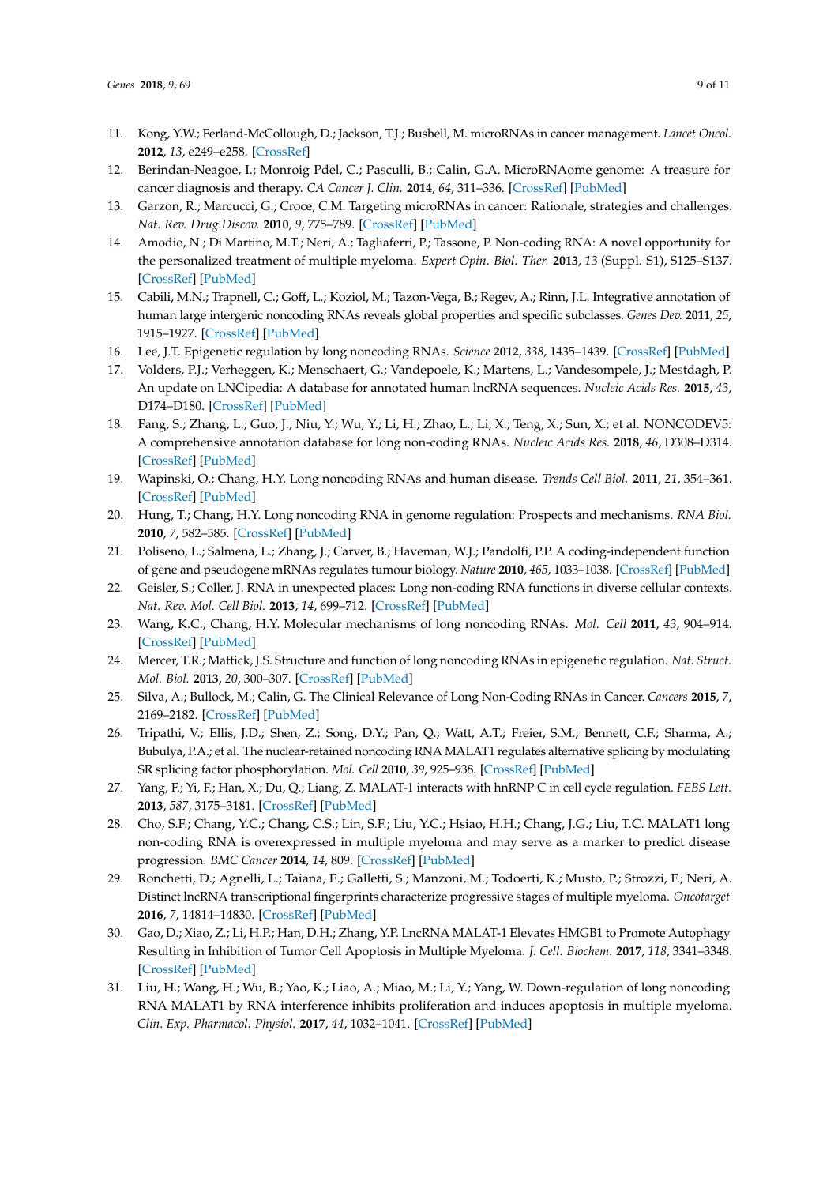11. Kong, Y.W.; Ferland-McCollough, D.; Jackson, T.J.; Bushell, M. microRNAs in cancer management. *Lancet Oncol.* **2012**, *13*, e249–e258. [CrossRef]
12. Berindan-Neagoe, I.; Monroig Pdel, C.; Pasculli, B.; Calin, G.A. MicroRNAome genome: A treasure for cancer diagnosis and therapy. *CA Cancer J. Clin.* **2014**, *64*, 311–336. [CrossRef] [PubMed]
13. Garzon, R.; Marcucci, G.; Croce, C.M. Targeting microRNAs in cancer: Rationale, strategies and challenges. *Nat. Rev. Drug Discov.* **2010**, *9*, 775–789. [CrossRef] [PubMed]
14. Amodio, N.; Di Martino, M.T.; Neri, A.; Tagliaferri, P.; Tassone, P. Non-coding RNA: A novel opportunity for the personalized treatment of multiple myeloma. *Expert Opin. Biol. Ther.* **2013**, *13* (Suppl. S1), S125–S137. [CrossRef] [PubMed]
15. Cabili, M.N.; Trapnell, C.; Goff, L.; Koziol, M.; Tazon-Vega, B.; Regev, A.; Rinn, J.L. Integrative annotation of human large intergenic noncoding RNAs reveals global properties and specific subclasses. *Genes Dev.* **2011**, *25*, 1915–1927. [CrossRef] [PubMed]
16. Lee, J.T. Epigenetic regulation by long noncoding RNAs. *Science* **2012**, *338*, 1435–1439. [CrossRef] [PubMed]
17. Volders, P.J.; Verheggen, K.; Menschaert, G.; Vandepoele, K.; Martens, L.; Vandesompele, J.; Mestdagh, P. An update on LNCipedia: A database for annotated human lncRNA sequences. *Nucleic Acids Res.* **2015**, *43*, D174–D180. [CrossRef] [PubMed]
18. Fang, S.; Zhang, L.; Guo, J.; Niu, Y.; Wu, Y.; Li, H.; Zhao, L.; Li, X.; Teng, X.; Sun, X.; et al. NONCODEV5: A comprehensive annotation database for long non-coding RNAs. *Nucleic Acids Res.* **2018**, *46*, D308–D314. [CrossRef] [PubMed]
19. Wapinski, O.; Chang, H.Y. Long noncoding RNAs and human disease. *Trends Cell Biol.* **2011**, *21*, 354–361. [CrossRef] [PubMed]
20. Hung, T.; Chang, H.Y. Long noncoding RNA in genome regulation: Prospects and mechanisms. *RNA Biol.* **2010**, *7*, 582–585. [CrossRef] [PubMed]
21. Poliseno, L.; Salmena, L.; Zhang, J.; Carver, B.; Haveman, W.J.; Pandolfi, P.P. A coding-independent function of gene and pseudogene mRNAs regulates tumour biology. *Nature* **2010**, *465*, 1033–1038. [CrossRef] [PubMed]
22. Geisler, S.; Coller, J. RNA in unexpected places: Long non-coding RNA functions in diverse cellular contexts. *Nat. Rev. Mol. Cell Biol.* **2013**, *14*, 699–712. [CrossRef] [PubMed]
23. Wang, K.C.; Chang, H.Y. Molecular mechanisms of long noncoding RNAs. *Mol. Cell* **2011**, *43*, 904–914. [CrossRef] [PubMed]
24. Mercer, T.R.; Mattick, J.S. Structure and function of long noncoding RNAs in epigenetic regulation. *Nat. Struct. Mol. Biol.* **2013**, *20*, 300–307. [CrossRef] [PubMed]
25. Silva, A.; Bullock, M.; Calin, G. The Clinical Relevance of Long Non-Coding RNAs in Cancer. *Cancers* **2015**, *7*, 2169–2182. [CrossRef] [PubMed]
26. Tripathi, V.; Ellis, J.D.; Shen, Z.; Song, D.Y.; Pan, Q.; Watt, A.T.; Freier, S.M.; Bennett, C.F.; Sharma, A.; Bubulya, P.A.; et al. The nuclear-retained noncoding RNA MALAT1 regulates alternative splicing by modulating SR splicing factor phosphorylation. *Mol. Cell* **2010**, *39*, 925–938. [CrossRef] [PubMed]
27. Yang, F.; Yi, F.; Han, X.; Du, Q.; Liang, Z. MALAT-1 interacts with hnRNP C in cell cycle regulation. *FEBS Lett.* **2013**, *587*, 3175–3181. [CrossRef] [PubMed]
28. Cho, S.F.; Chang, Y.C.; Chang, C.S.; Lin, S.F.; Liu, Y.C.; Hsiao, H.H.; Chang, J.G.; Liu, T.C. MALAT1 long non-coding RNA is overexpressed in multiple myeloma and may serve as a marker to predict disease progression. *BMC Cancer* **2014**, *14*, 809. [CrossRef] [PubMed]
29. Ronchetti, D.; Agnelli, L.; Taiana, E.; Galletti, S.; Manzoni, M.; Todoerti, K.; Musto, P.; Strozzi, F.; Neri, A. Distinct lncRNA transcriptional fingerprints characterize progressive stages of multiple myeloma. *Oncotarget* **2016**, *7*, 14814–14830. [CrossRef] [PubMed]
30. Gao, D.; Xiao, Z.; Li, H.P.; Han, D.H.; Zhang, Y.P. LncRNA MALAT-1 Elevates HMGB1 to Promote Autophagy Resulting in Inhibition of Tumor Cell Apoptosis in Multiple Myeloma. *J. Cell. Biochem.* **2017**, *118*, 3341–3348. [CrossRef] [PubMed]
31. Liu, H.; Wang, H.; Wu, B.; Yao, K.; Liao, A.; Miao, M.; Li, Y.; Yang, W. Down-regulation of long noncoding RNA MALAT1 by RNA interference inhibits proliferation and induces apoptosis in multiple myeloma. *Clin. Exp. Pharmacol. Physiol.* **2017**, *44*, 1032–1041. [CrossRef] [PubMed]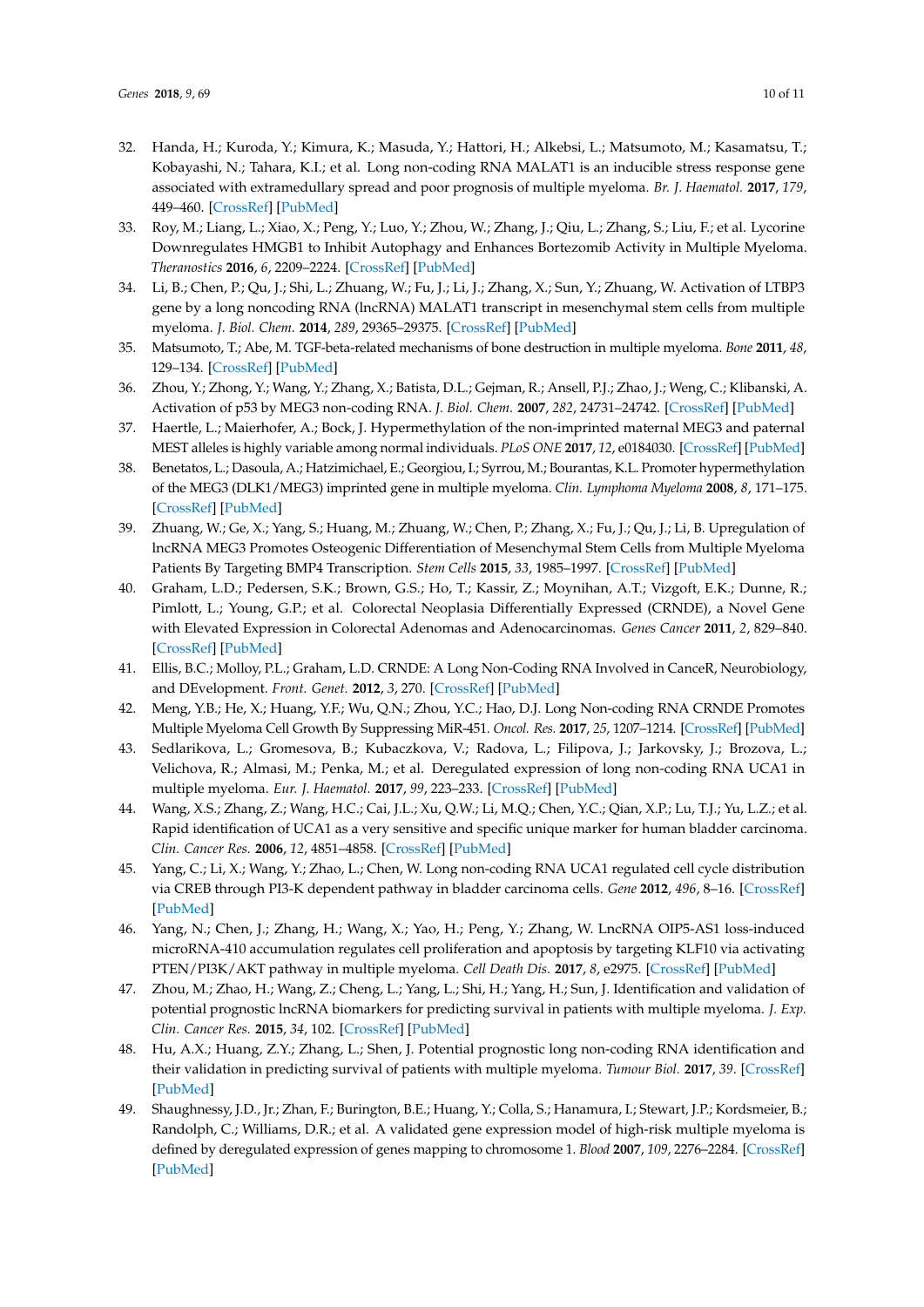32. Handa, H.; Kuroda, Y.; Kimura, K.; Masuda, Y.; Hattori, H.; Alkebsi, L.; Matsumoto, M.; Kasamatsu, T.; Kobayashi, N.; Tahara, K.I.; et al. Long non-coding RNA MALAT1 is an inducible stress response gene associated with extramedullary spread and poor prognosis of multiple myeloma. *Br. J. Haematol.* **2017**, *179*, 449–460. [CrossRef] [PubMed]
33. Roy, M.; Liang, L.; Xiao, X.; Peng, Y.; Luo, Y.; Zhou, W.; Zhang, J.; Qiu, L.; Zhang, S.; Liu, F.; et al. Lycorine Downregulates HMGB1 to Inhibit Autophagy and Enhances Bortezomib Activity in Multiple Myeloma. *Theranostics* **2016**, *6*, 2209–2224. [CrossRef] [PubMed]
34. Li, B.; Chen, P.; Qu, J.; Shi, L.; Zhuang, W.; Fu, J.; Li, J.; Zhang, X.; Sun, Y.; Zhuang, W. Activation of LTBP3 gene by a long noncoding RNA (lncRNA) MALAT1 transcript in mesenchymal stem cells from multiple myeloma. *J. Biol. Chem.* **2014**, *289*, 29365–29375. [CrossRef] [PubMed]
35. Matsumoto, T.; Abe, M. TGF-beta-related mechanisms of bone destruction in multiple myeloma. *Bone* **2011**, *48*, 129–134. [CrossRef] [PubMed]
36. Zhou, Y.; Zhong, Y.; Wang, Y.; Zhang, X.; Batista, D.L.; Gejman, R.; Ansell, P.J.; Zhao, J.; Weng, C.; Klibanski, A. Activation of p53 by MEG3 non-coding RNA. *J. Biol. Chem.* **2007**, *282*, 24731–24742. [CrossRef] [PubMed]
37. Haertle, L.; Maierhofer, A.; Bock, J. Hypermethylation of the non-imprinted maternal MEG3 and paternal MEST alleles is highly variable among normal individuals. *PLoS ONE* **2017**, *12*, e0184030. [CrossRef] [PubMed]
38. Benetatos, L.; Dasoula, A.; Hatzimichael, E.; Georgiou, I.; Syrrou, M.; Bourantas, K.L. Promoter hypermethylation of the MEG3 (DLK1/MEG3) imprinted gene in multiple myeloma. *Clin. Lymphoma Myeloma* **2008**, *8*, 171–175. [CrossRef] [PubMed]
39. Zhuang, W.; Ge, X.; Yang, S.; Huang, M.; Zhuang, W.; Chen, P.; Zhang, X.; Fu, J.; Qu, J.; Li, B. Upregulation of lncRNA MEG3 Promotes Osteogenic Differentiation of Mesenchymal Stem Cells from Multiple Myeloma Patients By Targeting BMP4 Transcription. *Stem Cells* **2015**, *33*, 1985–1997. [CrossRef] [PubMed]
40. Graham, L.D.; Pedersen, S.K.; Brown, G.S.; Ho, T.; Kassir, Z.; Moynihan, A.T.; Vizgoft, E.K.; Dunne, R.; Pimlott, L.; Young, G.P.; et al. Colorectal Neoplasia Differentially Expressed (CRNDE), a Novel Gene with Elevated Expression in Colorectal Adenomas and Adenocarcinomas. *Genes Cancer* **2011**, *2*, 829–840. [CrossRef] [PubMed]
41. Ellis, B.C.; Molloy, P.L.; Graham, L.D. CRNDE: A Long Non-Coding RNA Involved in CanceR, Neurobiology, and DEvelopment. *Front. Genet.* **2012**, *3*, 270. [CrossRef] [PubMed]
42. Meng, Y.B.; He, X.; Huang, Y.F.; Wu, Q.N.; Zhou, Y.C.; Hao, D.J. Long Non-coding RNA CRNDE Promotes Multiple Myeloma Cell Growth By Suppressing MiR-451. *Oncol. Res.* **2017**, *25*, 1207–1214. [CrossRef] [PubMed]
43. Sedlarikova, L.; Gromesova, B.; Kubaczkova, V.; Radova, L.; Filipova, J.; Jarkovsky, J.; Brozova, L.; Velichova, R.; Almasi, M.; Penka, M.; et al. Deregulated expression of long non-coding RNA UCA1 in multiple myeloma. *Eur. J. Haematol.* **2017**, *99*, 223–233. [CrossRef] [PubMed]
44. Wang, X.S.; Zhang, Z.; Wang, H.C.; Cai, J.L.; Xu, Q.W.; Li, M.Q.; Chen, Y.C.; Qian, X.P.; Lu, T.J.; Yu, L.Z.; et al. Rapid identification of UCA1 as a very sensitive and specific unique marker for human bladder carcinoma. *Clin. Cancer Res.* **2006**, *12*, 4851–4858. [CrossRef] [PubMed]
45. Yang, C.; Li, X.; Wang, Y.; Zhao, L.; Chen, W. Long non-coding RNA UCA1 regulated cell cycle distribution via CREB through PI3-K dependent pathway in bladder carcinoma cells. *Gene* **2012**, *496*, 8–16. [CrossRef] [PubMed]
46. Yang, N.; Chen, J.; Zhang, H.; Wang, X.; Yao, H.; Peng, Y.; Zhang, W. LncRNA OIP5-AS1 loss-induced microRNA-410 accumulation regulates cell proliferation and apoptosis by targeting KLF10 via activating PTEN/PI3K/AKT pathway in multiple myeloma. *Cell Death Dis.* **2017**, *8*, e2975. [CrossRef] [PubMed]
47. Zhou, M.; Zhao, H.; Wang, Z.; Cheng, L.; Yang, L.; Shi, H.; Yang, H.; Sun, J. Identification and validation of potential prognostic lncRNA biomarkers for predicting survival in patients with multiple myeloma. *J. Exp. Clin. Cancer Res.* **2015**, *34*, 102. [CrossRef] [PubMed]
48. Hu, A.X.; Huang, Z.Y.; Zhang, L.; Shen, J. Potential prognostic long non-coding RNA identification and their validation in predicting survival of patients with multiple myeloma. *Tumour Biol.* **2017**, *39*. [CrossRef] [PubMed]
49. Shaughnessy, J.D., Jr.; Zhan, F.; Burington, B.E.; Huang, Y.; Colla, S.; Hanamura, I.; Stewart, J.P.; Kordsmeier, B.; Randolph, C.; Williams, D.R.; et al. A validated gene expression model of high-risk multiple myeloma is defined by deregulated expression of genes mapping to chromosome 1. *Blood* **2007**, *109*, 2276–2284. [CrossRef] [PubMed]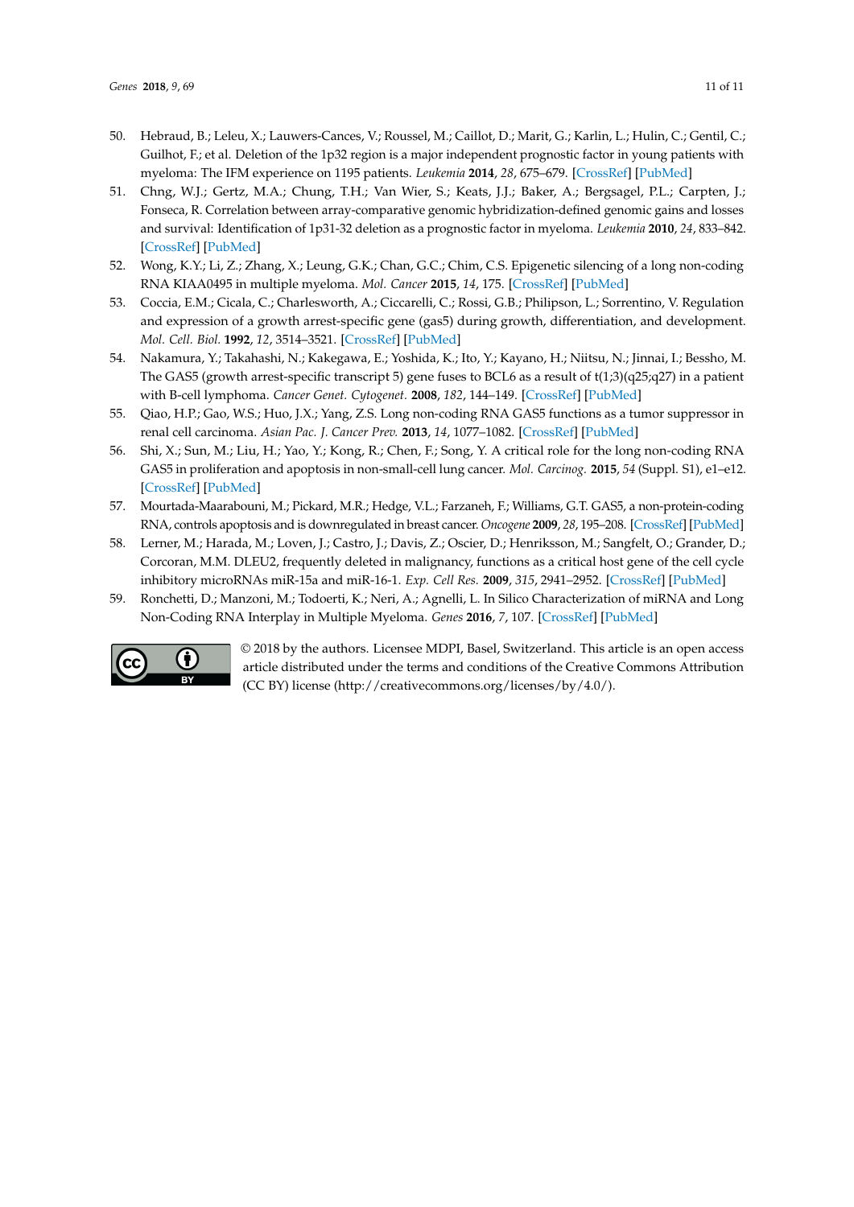50. Hebraud, B.; Leleu, X.; Lauwers-Cances, V.; Roussel, M.; Caillot, D.; Marit, G.; Karlin, L.; Hulin, C.; Gentil, C.; Guilhot, F.; et al. Deletion of the 1p32 region is a major independent prognostic factor in young patients with myeloma: The IFM experience on 1195 patients. *Leukemia* **2014**, *28*, 675–679. [CrossRef] [PubMed]
51. Chng, W.J.; Gertz, M.A.; Chung, T.H.; Van Wier, S.; Keats, J.J.; Baker, A.; Bergsagel, P.L.; Carpten, J.; Fonseca, R. Correlation between array-comparative genomic hybridization-defined genomic gains and losses and survival: Identification of 1p31-32 deletion as a prognostic factor in myeloma. *Leukemia* **2010**, *24*, 833–842. [CrossRef] [PubMed]
52. Wong, K.Y.; Li, Z.; Zhang, X.; Leung, G.K.; Chan, G.C.; Chim, C.S. Epigenetic silencing of a long non-coding RNA KIAA0495 in multiple myeloma. *Mol. Cancer* **2015**, *14*, 175. [CrossRef] [PubMed]
53. Coccia, E.M.; Cicala, C.; Charlesworth, A.; Ciccarelli, C.; Rossi, G.B.; Philipson, L.; Sorrentino, V. Regulation and expression of a growth arrest-specific gene (gas5) during growth, differentiation, and development. *Mol. Cell. Biol.* **1992**, *12*, 3514–3521. [CrossRef] [PubMed]
54. Nakamura, Y.; Takahashi, N.; Kakegawa, E.; Yoshida, K.; Ito, Y.; Kayano, H.; Niitsu, N.; Jinnai, I.; Bessho, M. The GAS5 (growth arrest-specific transcript 5) gene fuses to BCL6 as a result of t(1;3)(q25;q27) in a patient with B-cell lymphoma. *Cancer Genet. Cytogenet.* **2008**, *182*, 144–149. [CrossRef] [PubMed]
55. Qiao, H.P.; Gao, W.S.; Huo, J.X.; Yang, Z.S. Long non-coding RNA GAS5 functions as a tumor suppressor in renal cell carcinoma. *Asian Pac. J. Cancer Prev.* **2013**, *14*, 1077–1082. [CrossRef] [PubMed]
56. Shi, X.; Sun, M.; Liu, H.; Yao, Y.; Kong, R.; Chen, F.; Song, Y. A critical role for the long non-coding RNA GAS5 in proliferation and apoptosis in non-small-cell lung cancer. *Mol. Carcinog.* **2015**, *54* (Suppl. S1), e1–e12. [CrossRef] [PubMed]
57. Mourtada-Maarabouni, M.; Pickard, M.R.; Hedge, V.L.; Farzaneh, F.; Williams, G.T. GAS5, a non-protein-coding RNA, controls apoptosis and is downregulated in breast cancer. *Oncogene* **2009**, *28*, 195–208. [CrossRef] [PubMed]
58. Lerner, M.; Harada, M.; Loven, J.; Castro, J.; Davis, Z.; Oscier, D.; Henriksson, M.; Sangfelt, O.; Grander, D.; Corcoran, M.M. DLEU2, frequently deleted in malignancy, functions as a critical host gene of the cell cycle inhibitory microRNAs miR-15a and miR-16-1. *Exp. Cell Res.* **2009**, *315*, 2941–2952. [CrossRef] [PubMed]
59. Ronchetti, D.; Manzoni, M.; Todoerti, K.; Neri, A.; Agnelli, L. In Silico Characterization of miRNA and Long Non-Coding RNA Interplay in Multiple Myeloma. *Genes* **2016**, *7*, 107. [CrossRef] [PubMed]

© 2018 by the authors. Licensee MDPI, Basel, Switzerland. This article is an open access article distributed under the terms and conditions of the Creative Commons Attribution (CC BY) license (http://creativecommons.org/licenses/by/4.0/).